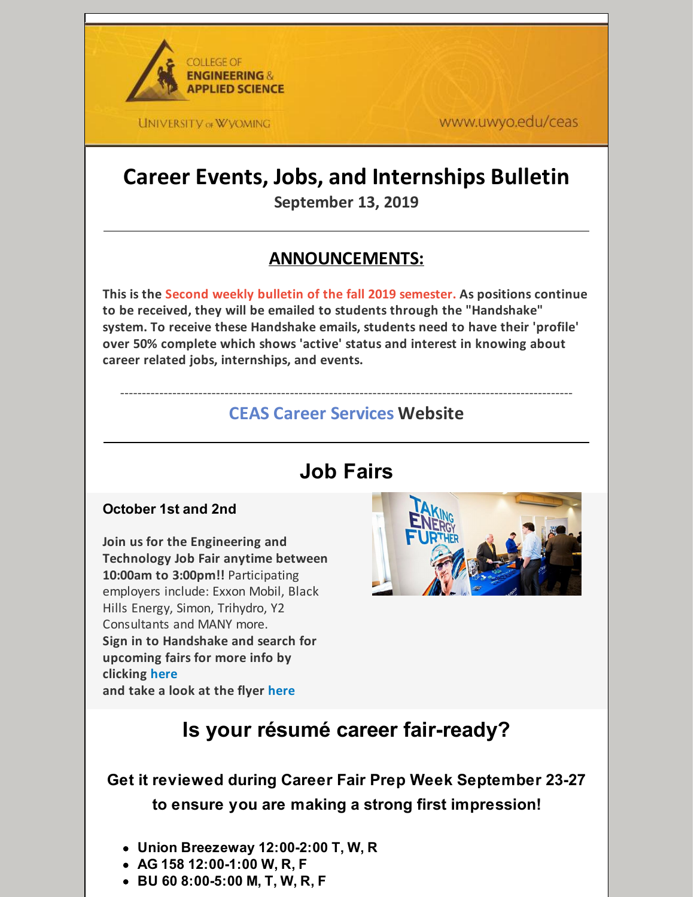COLLEGE OF ENGINEERING & APPLIED SCIENCE

UNIVERSITY of WYOMING

www.uwyo.edu/ceas

# Career Events, Jobs, and Internships Bulletin

**September 13, 2019**

---

## ANNOUNCEMENTS:

**This is the Second weekly bulletin of the fall 2019 semester. As positions continue to be received, they will be emailed to students through the "Handshake" system. To receive these Handshake emails, students need to have their 'profile' over 50% complete which shows 'active' status and interest in knowing about career related jobs, internships, and events.**

---

### CEAS Career Services Website

---

## Job Fairs

**October 1st and 2nd**

**Join us for the Engineering and Technology Job Fair anytime between 10:00am to 3:00pm!!** Participating employers include: Exxon Mobil, Black Hills Energy, Simon, Trihydro, Y2 Consultants and MANY more.
**Sign in to Handshake and search for upcoming fairs for more info by clicking here**
**and take a look at the flyer here**

## Is your résumé career fair-ready?

### Get it reviewed during Career Fair Prep Week September 23-27 to ensure you are making a strong first impression!

- **Union Breezeway 12:00-2:00 T, W, R**
- **AG 158 12:00-1:00 W, R, F**
- **BU 60 8:00-5:00 M, T, W, R, F**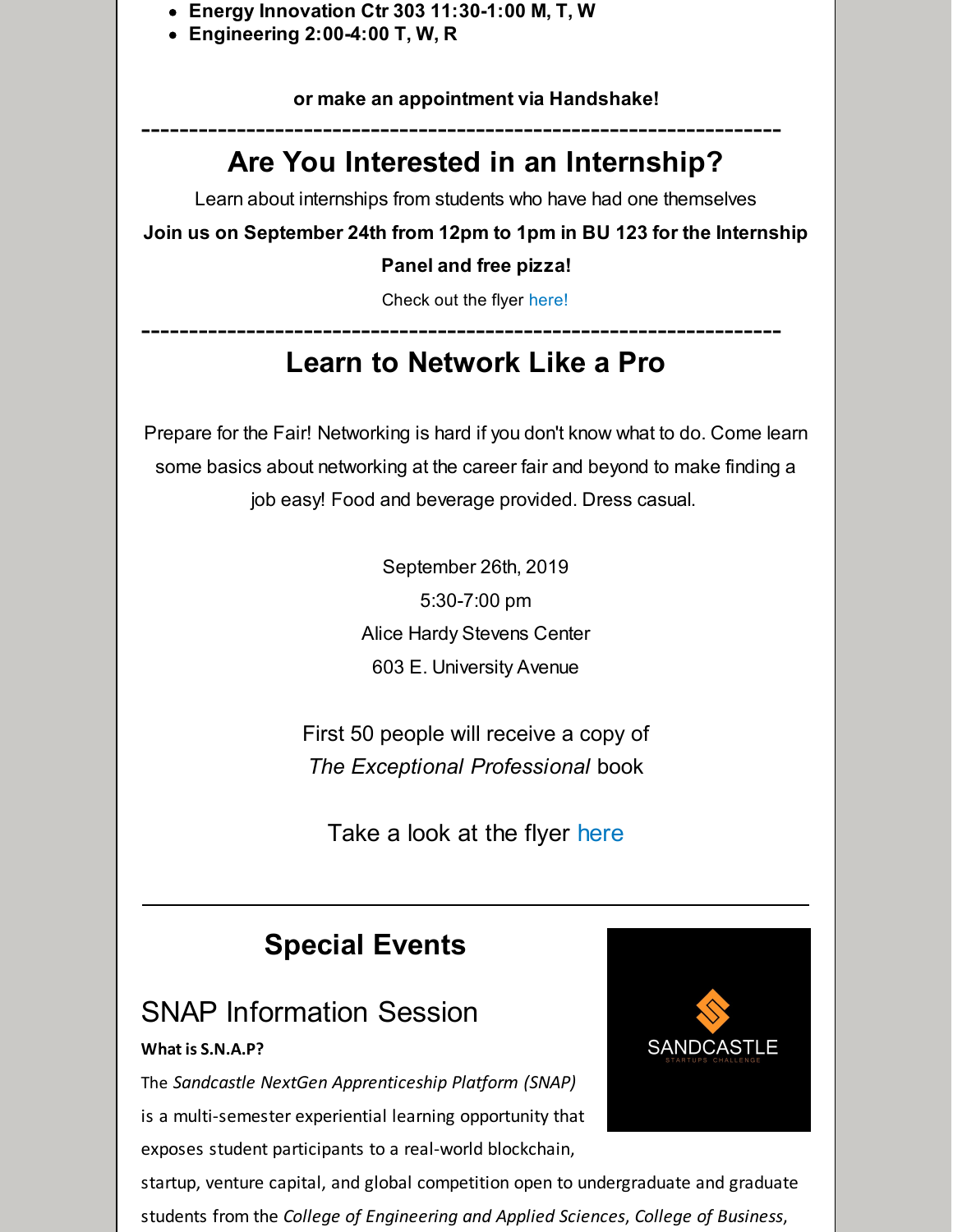- **Energy Innovation Ctr 303 11:30-1:00 M, T, W**
- **Engineering 2:00-4:00 T, W, R**

**or make an appointment via Handshake!**

---

## Are You Interested in an Internship?

Learn about internships from students who have had one themselves

**Join us on September 24th from 12pm to 1pm in BU 123 for the Internship Panel and free pizza!**

Check out the flyer here!

---

## Learn to Network Like a Pro

Prepare for the Fair! Networking is hard if you don't know what to do. Come learn some basics about networking at the career fair and beyond to make finding a job easy! Food and beverage provided. Dress casual.

September 26th, 2019
5:30-7:00 pm
Alice Hardy Stevens Center
603 E. University Avenue

First 50 people will receive a copy of *The Exceptional Professional* book

Take a look at the flyer here

---

## Special Events

### SNAP Information Session

**What is S.N.A.P?**

The *Sandcastle NextGen Apprenticeship Platform (SNAP)* is a multi-semester experiential learning opportunity that exposes student participants to a real-world blockchain, startup, venture capital, and global competition open to undergraduate and graduate students from the *College of Engineering and Applied Sciences*, *College of Business*,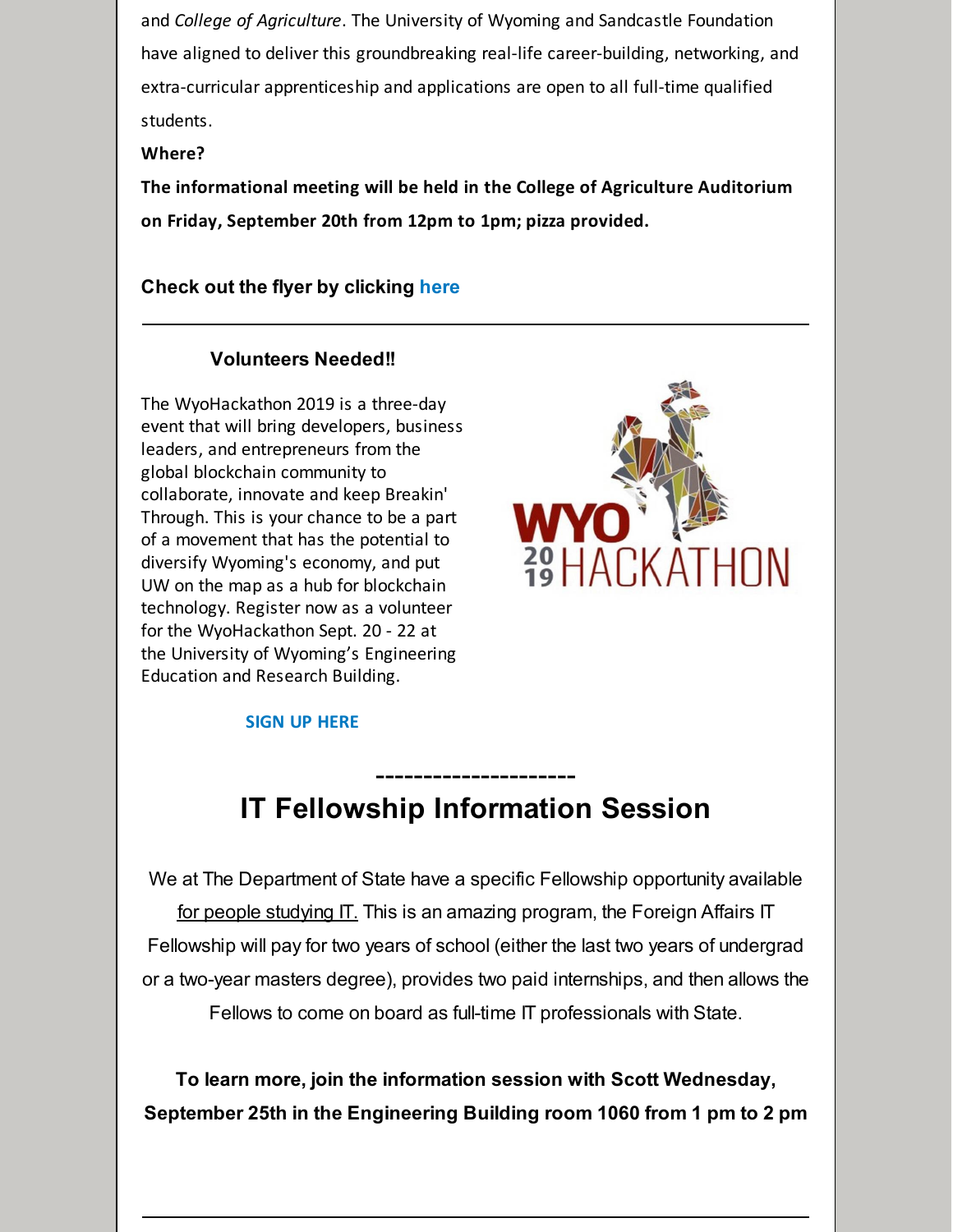and *College of Agriculture*. The University of Wyoming and Sandcastle Foundation have aligned to deliver this groundbreaking real-life career-building, networking, and extra-curricular apprenticeship and applications are open to all full-time qualified students.

**Where?**

**The informational meeting will be held in the College of Agriculture Auditorium on Friday, September 20th from 12pm to 1pm; pizza provided.**

**Check out the flyer by clicking here**

---

**Volunteers Needed!!**

The WyoHackathon 2019 is a three-day event that will bring developers, business leaders, and entrepreneurs from the global blockchain community to collaborate, innovate and keep Breakin' Through. This is your chance to be a part of a movement that has the potential to diversify Wyoming's economy, and put UW on the map as a hub for blockchain technology. Register now as a volunteer for the WyoHackathon Sept. 20 - 22 at the University of Wyoming's Engineering Education and Research Building.

**SIGN UP HERE**

---------------------

## IT Fellowship Information Session

We at The Department of State have a specific Fellowship opportunity available for people studying IT. This is an amazing program, the Foreign Affairs IT Fellowship will pay for two years of school (either the last two years of undergrad or a two-year masters degree), provides two paid internships, and then allows the Fellows to come on board as full-time IT professionals with State.

**To learn more, join the information session with Scott Wednesday, September 25th in the Engineering Building room 1060 from 1 pm to 2 pm**

---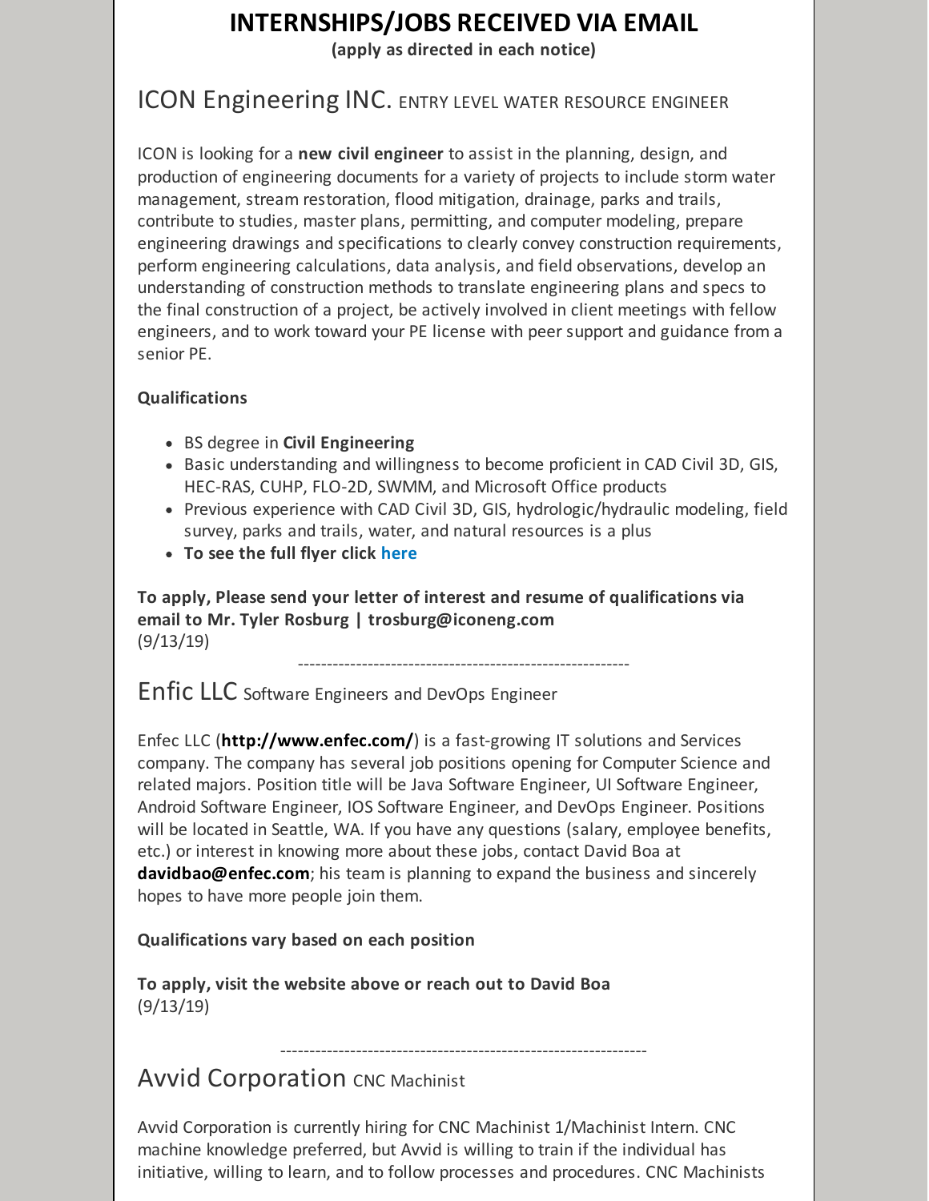# INTERNSHIPS/JOBS RECEIVED VIA EMAIL

**(apply as directed in each notice)**

## ICON Engineering INC. ENTRY LEVEL WATER RESOURCE ENGINEER

ICON is looking for a **new civil engineer** to assist in the planning, design, and production of engineering documents for a variety of projects to include storm water management, stream restoration, flood mitigation, drainage, parks and trails, contribute to studies, master plans, permitting, and computer modeling, prepare engineering drawings and specifications to clearly convey construction requirements, perform engineering calculations, data analysis, and field observations, develop an understanding of construction methods to translate engineering plans and specs to the final construction of a project, be actively involved in client meetings with fellow engineers, and to work toward your PE license with peer support and guidance from a senior PE.

**Qualifications**

- BS degree in **Civil Engineering**
- Basic understanding and willingness to become proficient in CAD Civil 3D, GIS, HEC-RAS, CUHP, FLO-2D, SWMM, and Microsoft Office products
- Previous experience with CAD Civil 3D, GIS, hydrologic/hydraulic modeling, field survey, parks and trails, water, and natural resources is a plus
- **To see the full flyer click here**

**To apply, Please send your letter of interest and resume of qualifications via email to Mr. Tyler Rosburg | trosburg@iconeng.com**
(9/13/19)

---

## Enfic LLC Software Engineers and DevOps Engineer

Enfec LLC (**http://www.enfec.com/**) is a fast-growing IT solutions and Services company. The company has several job positions opening for Computer Science and related majors. Position title will be Java Software Engineer, UI Software Engineer, Android Software Engineer, IOS Software Engineer, and DevOps Engineer. Positions will be located in Seattle, WA. If you have any questions (salary, employee benefits, etc.) or interest in knowing more about these jobs, contact David Boa at **davidbao@enfec.com**; his team is planning to expand the business and sincerely hopes to have more people join them.

**Qualifications vary based on each position**

**To apply, visit the website above or reach out to David Boa**
(9/13/19)

---

## Avvid Corporation CNC Machinist

Avvid Corporation is currently hiring for CNC Machinist 1/Machinist Intern. CNC machine knowledge preferred, but Avvid is willing to train if the individual has initiative, willing to learn, and to follow processes and procedures. CNC Machinists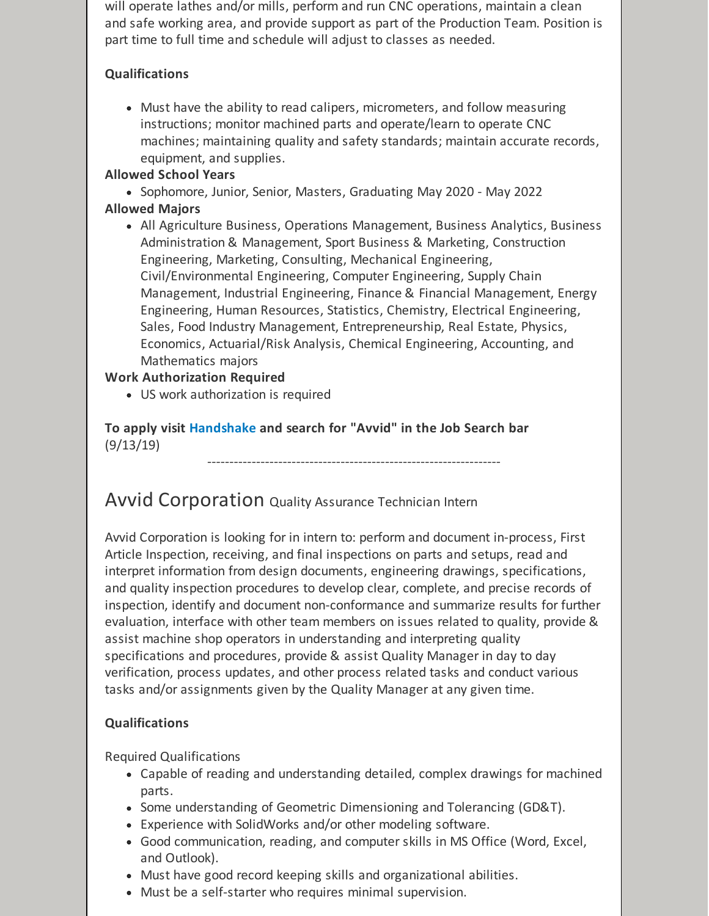will operate lathes and/or mills, perform and run CNC operations, maintain a clean and safe working area, and provide support as part of the Production Team. Position is part time to full time and schedule will adjust to classes as needed.

**Qualifications**

- Must have the ability to read calipers, micrometers, and follow measuring instructions; monitor machined parts and operate/learn to operate CNC machines; maintaining quality and safety standards; maintain accurate records, equipment, and supplies.

**Allowed School Years**

- Sophomore, Junior, Senior, Masters, Graduating May 2020 - May 2022

**Allowed Majors**

- All Agriculture Business, Operations Management, Business Analytics, Business Administration & Management, Sport Business & Marketing, Construction Engineering, Marketing, Consulting, Mechanical Engineering, Civil/Environmental Engineering, Computer Engineering, Supply Chain Management, Industrial Engineering, Finance & Financial Management, Energy Engineering, Human Resources, Statistics, Chemistry, Electrical Engineering, Sales, Food Industry Management, Entrepreneurship, Real Estate, Physics, Economics, Actuarial/Risk Analysis, Chemical Engineering, Accounting, and Mathematics majors

**Work Authorization Required**

- US work authorization is required

**To apply visit Handshake and search for "Avvid" in the Job Search bar**
(9/13/19)

------------------------------------------------------------------

## Avvid Corporation Quality Assurance Technician Intern

Avvid Corporation is looking for in intern to: perform and document in-process, First Article Inspection, receiving, and final inspections on parts and setups, read and interpret information from design documents, engineering drawings, specifications, and quality inspection procedures to develop clear, complete, and precise records of inspection, identify and document non-conformance and summarize results for further evaluation, interface with other team members on issues related to quality, provide & assist machine shop operators in understanding and interpreting quality specifications and procedures, provide & assist Quality Manager in day to day verification, process updates, and other process related tasks and conduct various tasks and/or assignments given by the Quality Manager at any given time.

**Qualifications**

Required Qualifications

- Capable of reading and understanding detailed, complex drawings for machined parts.
- Some understanding of Geometric Dimensioning and Tolerancing (GD&T).
- Experience with SolidWorks and/or other modeling software.
- Good communication, reading, and computer skills in MS Office (Word, Excel, and Outlook).
- Must have good record keeping skills and organizational abilities.
- Must be a self-starter who requires minimal supervision.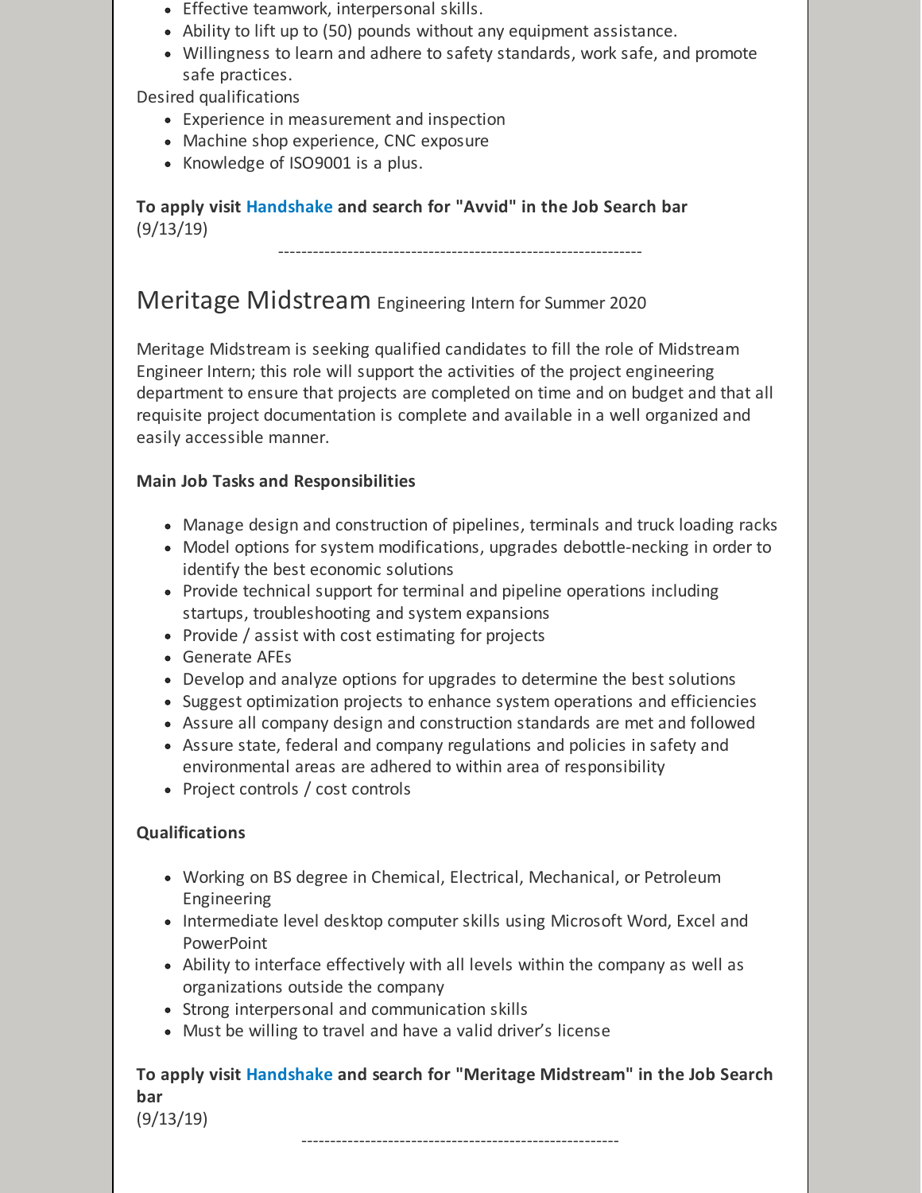- Effective teamwork, interpersonal skills.
- Ability to lift up to (50) pounds without any equipment assistance.
- Willingness to learn and adhere to safety standards, work safe, and promote safe practices.

Desired qualifications

- Experience in measurement and inspection
- Machine shop experience, CNC exposure
- Knowledge of ISO9001 is a plus.

**To apply visit Handshake and search for "Avvid" in the Job Search bar**
(9/13/19)

---------------------------------------------------------------

## Meritage Midstream Engineering Intern for Summer 2020

Meritage Midstream is seeking qualified candidates to fill the role of Midstream Engineer Intern; this role will support the activities of the project engineering department to ensure that projects are completed on time and on budget and that all requisite project documentation is complete and available in a well organized and easily accessible manner.

**Main Job Tasks and Responsibilities**

- Manage design and construction of pipelines, terminals and truck loading racks
- Model options for system modifications, upgrades debottle-necking in order to identify the best economic solutions
- Provide technical support for terminal and pipeline operations including startups, troubleshooting and system expansions
- Provide / assist with cost estimating for projects
- Generate AFEs
- Develop and analyze options for upgrades to determine the best solutions
- Suggest optimization projects to enhance system operations and efficiencies
- Assure all company design and construction standards are met and followed
- Assure state, federal and company regulations and policies in safety and environmental areas are adhered to within area of responsibility
- Project controls / cost controls

**Qualifications**

- Working on BS degree in Chemical, Electrical, Mechanical, or Petroleum Engineering
- Intermediate level desktop computer skills using Microsoft Word, Excel and PowerPoint
- Ability to interface effectively with all levels within the company as well as organizations outside the company
- Strong interpersonal and communication skills
- Must be willing to travel and have a valid driver's license

**To apply visit Handshake and search for "Meritage Midstream" in the Job Search bar**
(9/13/19)

-------------------------------------------------------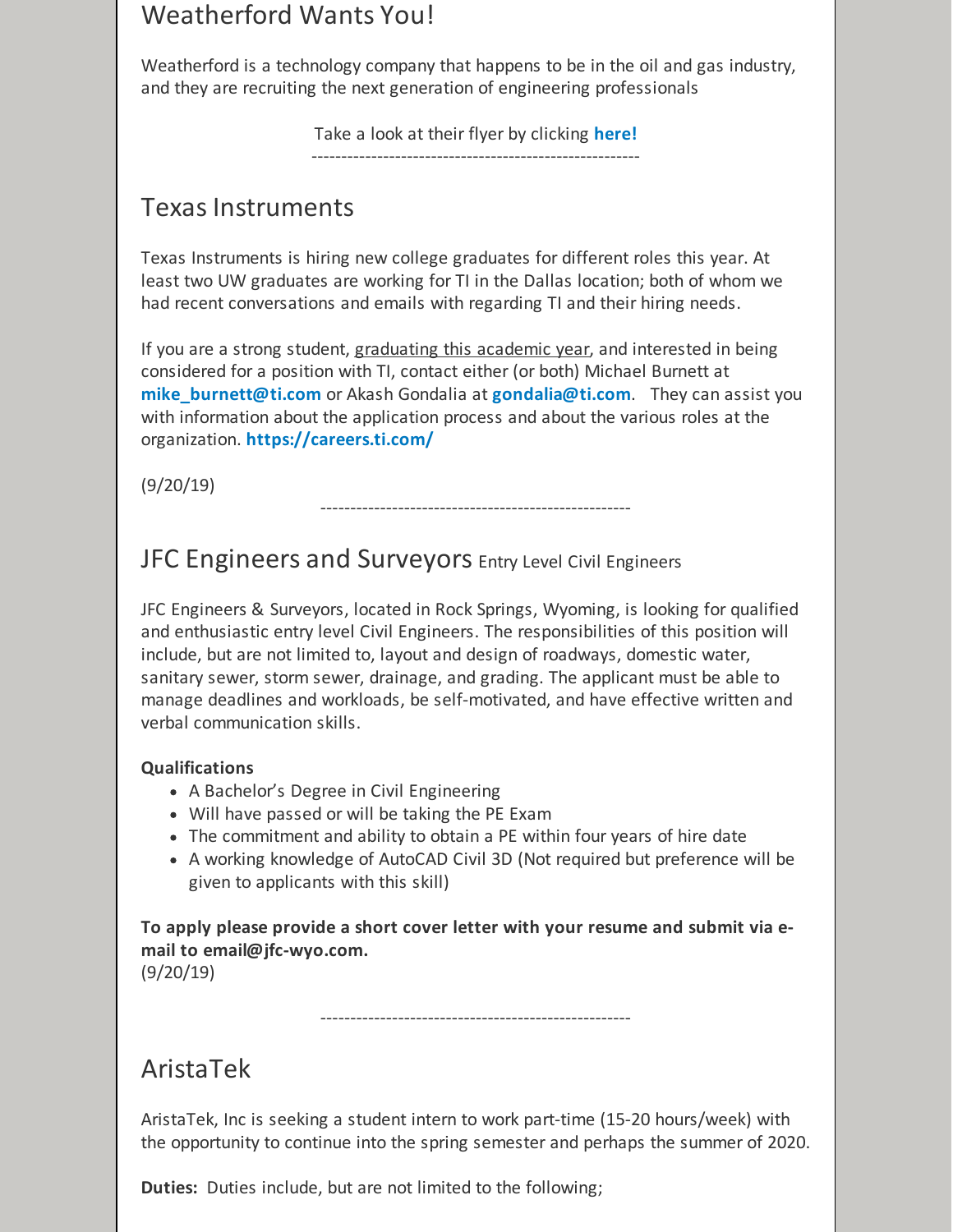## Weatherford Wants You!

Weatherford is a technology company that happens to be in the oil and gas industry, and they are recruiting the next generation of engineering professionals

Take a look at their flyer by clicking **here!**

-------------------------------------------------------

## Texas Instruments

Texas Instruments is hiring new college graduates for different roles this year. At least two UW graduates are working for TI in the Dallas location; both of whom we had recent conversations and emails with regarding TI and their hiring needs.

If you are a strong student, graduating this academic year, and interested in being considered for a position with TI, contact either (or both) Michael Burnett at **mike_burnett@ti.com** or Akash Gondalia at **gondalia@ti.com**. They can assist you with information about the application process and about the various roles at the organization. **https://careers.ti.com/**

(9/20/19)

----------------------------------------------------

## JFC Engineers and Surveyors Entry Level Civil Engineers

JFC Engineers & Surveyors, located in Rock Springs, Wyoming, is looking for qualified and enthusiastic entry level Civil Engineers. The responsibilities of this position will include, but are not limited to, layout and design of roadways, domestic water, sanitary sewer, storm sewer, drainage, and grading. The applicant must be able to manage deadlines and workloads, be self-motivated, and have effective written and verbal communication skills.

**Qualifications**

- A Bachelor's Degree in Civil Engineering
- Will have passed or will be taking the PE Exam
- The commitment and ability to obtain a PE within four years of hire date
- A working knowledge of AutoCAD Civil 3D (Not required but preference will be given to applicants with this skill)

**To apply please provide a short cover letter with your resume and submit via e-mail to email@jfc-wyo.com.**
(9/20/19)

----------------------------------------------------

## AristaTek

AristaTek, Inc is seeking a student intern to work part-time (15-20 hours/week) with the opportunity to continue into the spring semester and perhaps the summer of 2020.

**Duties:** Duties include, but are not limited to the following;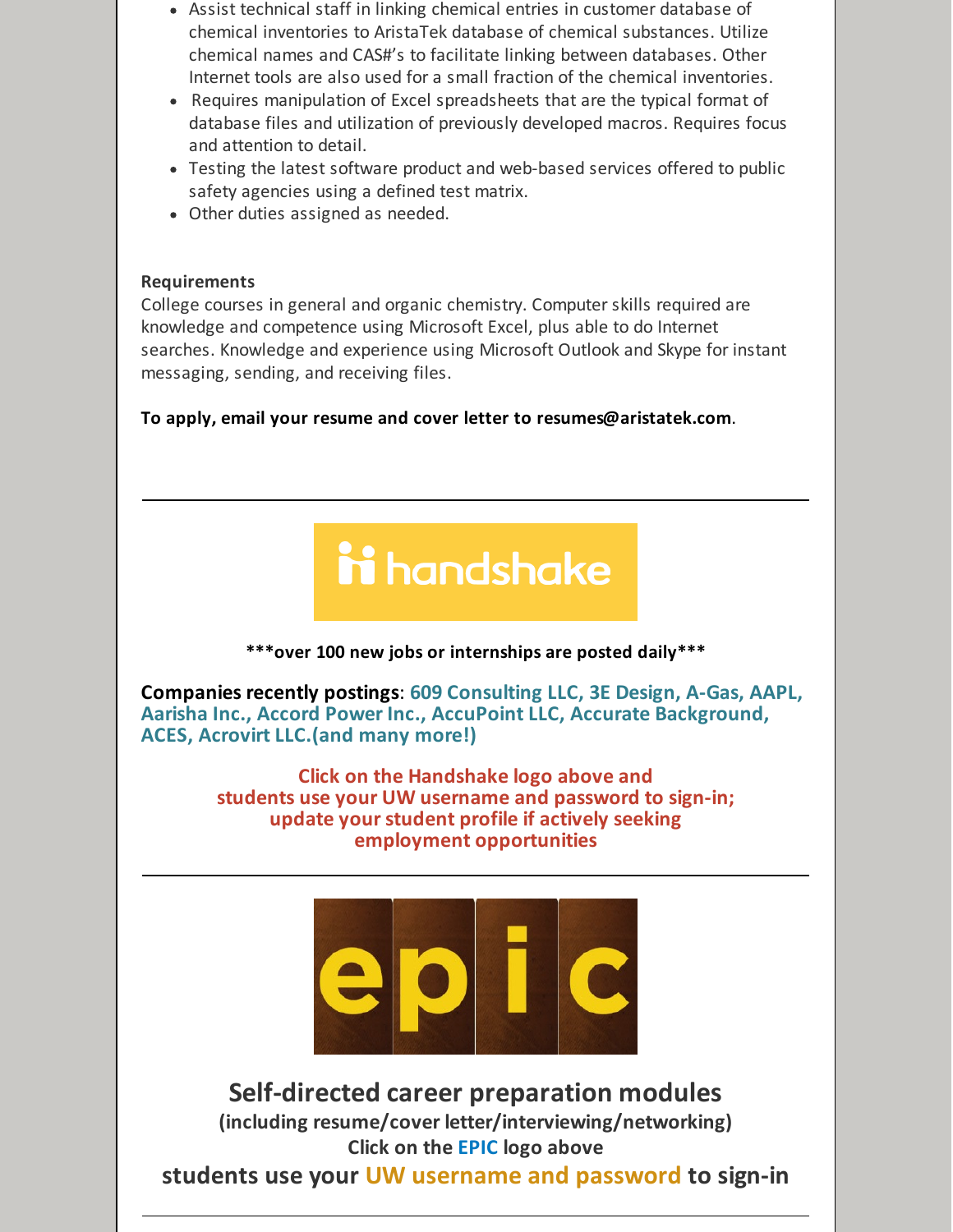- Assist technical staff in linking chemical entries in customer database of chemical inventories to AristaTek database of chemical substances. Utilize chemical names and CAS#'s to facilitate linking between databases. Other Internet tools are also used for a small fraction of the chemical inventories.
- Requires manipulation of Excel spreadsheets that are the typical format of database files and utilization of previously developed macros. Requires focus and attention to detail.
- Testing the latest software product and web-based services offered to public safety agencies using a defined test matrix.
- Other duties assigned as needed.

**Requirements**
College courses in general and organic chemistry. Computer skills required are knowledge and competence using Microsoft Excel, plus able to do Internet searches. Knowledge and experience using Microsoft Outlook and Skype for instant messaging, sending, and receiving files.

**To apply, email your resume and cover letter to resumes@aristatek.com**.

---

handshake

**\*\*\*over 100 new jobs or internships are posted daily\*\*\***

**Companies recently postings**: **609 Consulting LLC, 3E Design, A-Gas, AAPL, Aarisha Inc., Accord Power Inc., AccuPoint LLC, Accurate Background, ACES, Acrovirt LLC.(and many more!)**

**Click on the Handshake logo above and students use your UW username and password to sign-in; update your student profile if actively seeking employment opportunities**

---

epic

**Self-directed career preparation modules**
**(including resume/cover letter/interviewing/networking)**
**Click on the EPIC logo above**
**students use your UW username and password to sign-in**

---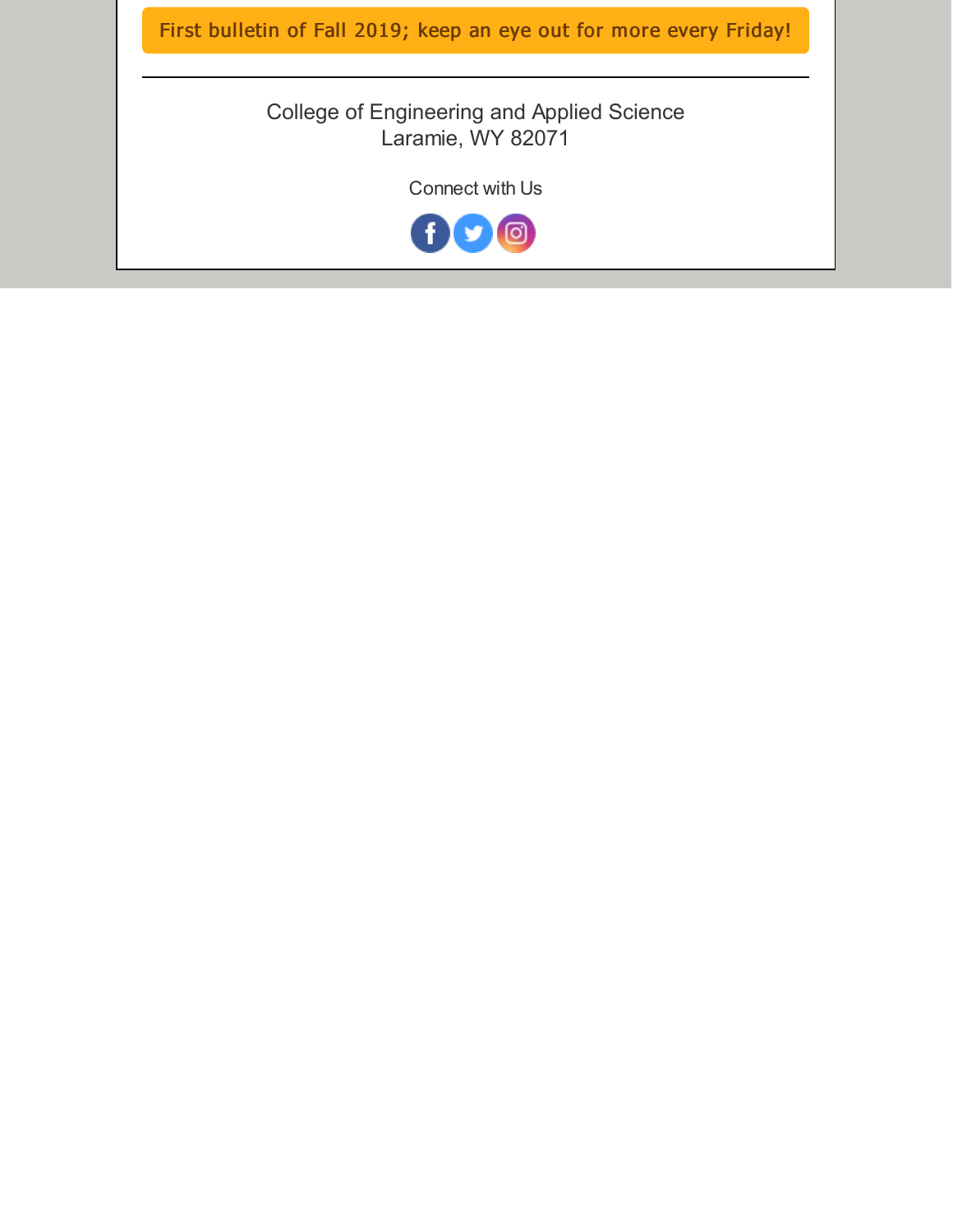First bulletin of Fall 2019; keep an eye out for more every Friday!

---

College of Engineering and Applied Science
Laramie, WY 82071

Connect with Us